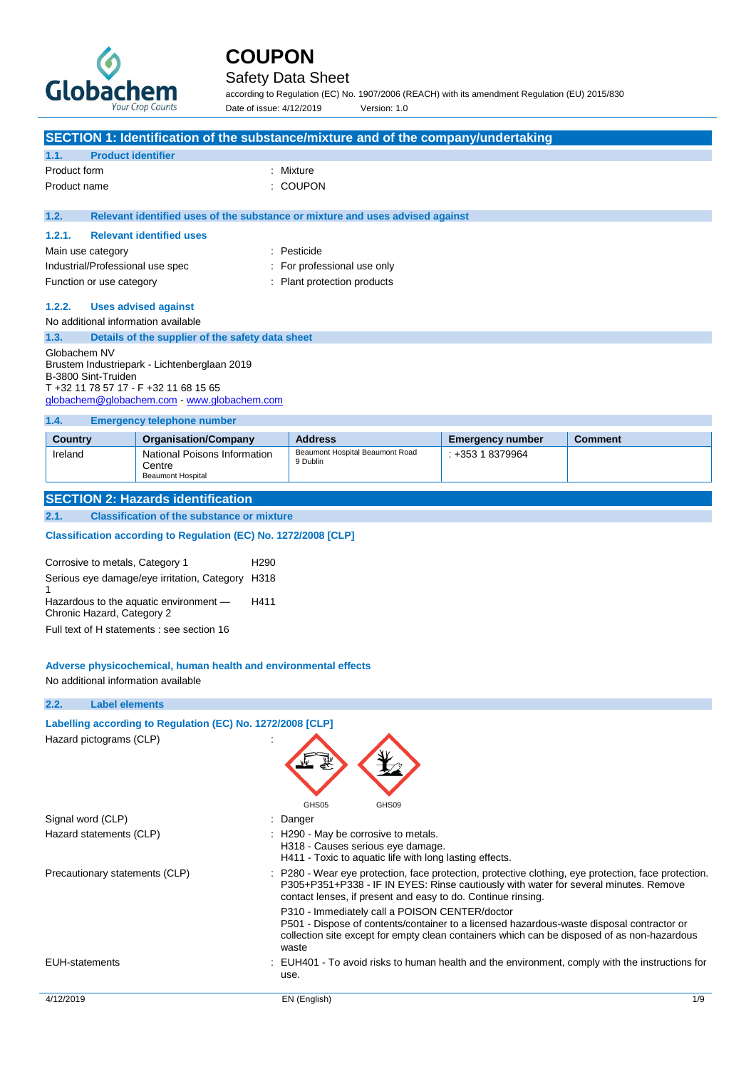# COUPON

## Safety Data Sheet

according to Regulation (EC) No. 1907/2006 (REACH) with its amendment Regulation (EU) 2015/830

Date of issue: 4/12/2019 Version: 1.0

## SECTION 1: Identification of the substance/mixture and of the company/undertaking

### 1.1. Product identifier

Product form : Mixture

Product name : COUPON

### 1.2. Relevant identified uses of the substance or mixture and uses advised against

#### 1.2.1. Relevant identified uses

Main use category : Pesticide

Industrial/Professional use spec : For professional use only

Function or use category : Plant protection products

#### 1.2.2. Uses advised against

No additional information available

### 1.3. Details of the supplier of the safety data sheet

Globachem NV
Brustem Industriepark - Lichtenberglaan 2019
B-3800 Sint-Truiden
T +32 11 78 57 17 - F +32 11 68 15 65
globachem@globachem.com - www.globachem.com

### 1.4. Emergency telephone number

| Country | Organisation/Company | Address | Emergency number | Comment |
|---|---|---|---|---|
| Ireland | National Poisons Information Centre Beaumont Hospital | Beaumont Hospital Beaumont Road 9 Dublin | : +353 1 8379964 | |

## SECTION 2: Hazards identification

### 2.1. Classification of the substance or mixture

**Classification according to Regulation (EC) No. 1272/2008 [CLP]**

| | |
|---|---|
| Corrosive to metals, Category 1 | H290 |
| Serious eye damage/eye irritation, Category 1 | H318 |
| Hazardous to the aquatic environment — Chronic Hazard, Category 2 | H411 |

Full text of H statements : see section 16

**Adverse physicochemical, human health and environmental effects**

No additional information available

### 2.2. Label elements

**Labelling according to Regulation (EC) No. 1272/2008 [CLP]**

Hazard pictograms (CLP) :

GHS05 GHS09

Signal word (CLP) : Danger

Hazard statements (CLP) : H290 - May be corrosive to metals.
H318 - Causes serious eye damage.
H411 - Toxic to aquatic life with long lasting effects.

Precautionary statements (CLP) : P280 - Wear eye protection, face protection, protective clothing, eye protection, face protection.
P305+P351+P338 - IF IN EYES: Rinse cautiously with water for several minutes. Remove contact lenses, if present and easy to do. Continue rinsing.

P310 - Immediately call a POISON CENTER/doctor
P501 - Dispose of contents/container to a licensed hazardous-waste disposal contractor or collection site except for empty clean containers which can be disposed of as non-hazardous waste

EUH-statements : EUH401 - To avoid risks to human health and the environment, comply with the instructions for use.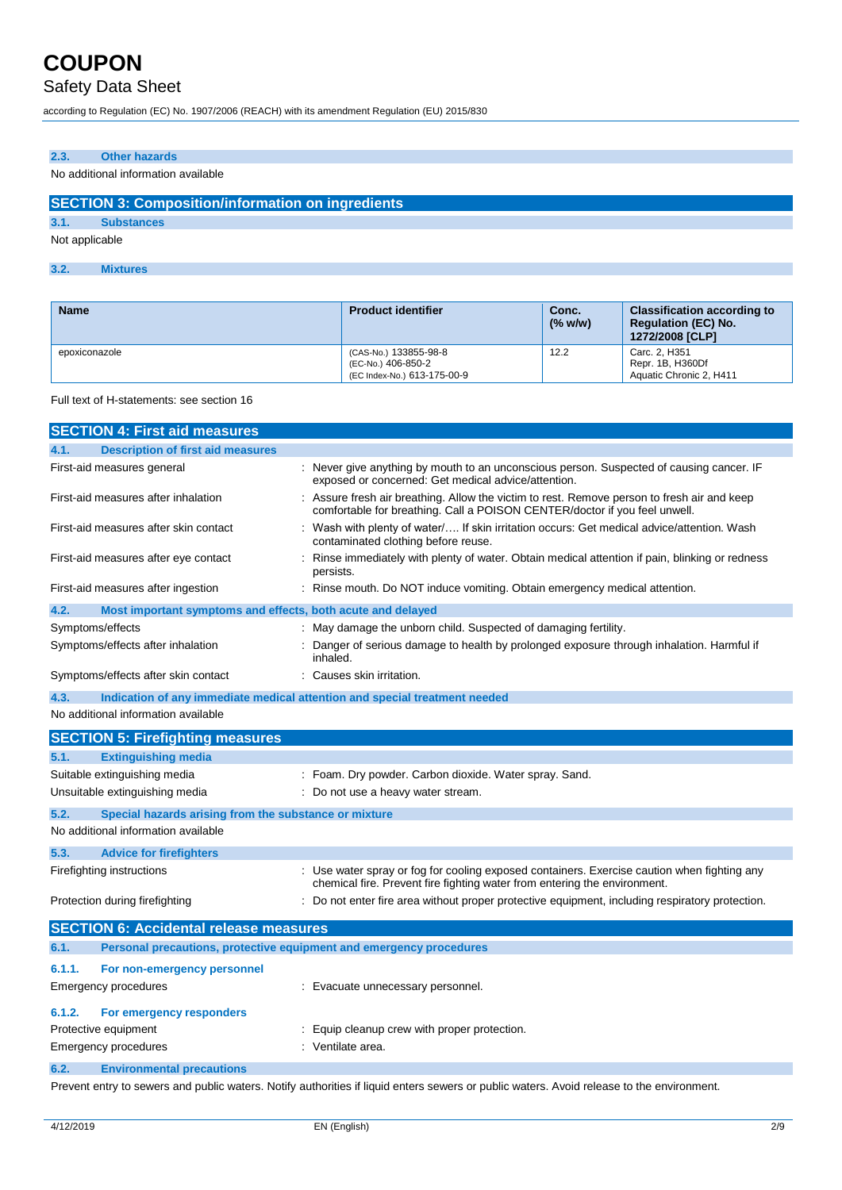### 2.3. Other hazards

No additional information available

## SECTION 3: Composition/information on ingredients

### 3.1. Substances

Not applicable

### 3.2. Mixtures

| Name | Product identifier | Conc. (% w/w) | Classification according to Regulation (EC) No. 1272/2008 [CLP] |
|---|---|---|---|
| epoxiconazole | (CAS-No.) 133855-98-8<br>(EC-No.) 406-850-2<br>(EC Index-No.) 613-175-00-9 | 12.2 | Carc. 2, H351<br>Repr. 1B, H360Df<br>Aquatic Chronic 2, H411 |

Full text of H-statements: see section 16

## SECTION 4: First aid measures

### 4.1. Description of first aid measures

First-aid measures general : Never give anything by mouth to an unconscious person. Suspected of causing cancer. IF exposed or concerned: Get medical advice/attention.

First-aid measures after inhalation : Assure fresh air breathing. Allow the victim to rest. Remove person to fresh air and keep comfortable for breathing. Call a POISON CENTER/doctor if you feel unwell.

First-aid measures after skin contact : Wash with plenty of water/…. If skin irritation occurs: Get medical advice/attention. Wash contaminated clothing before reuse.

First-aid measures after eye contact : Rinse immediately with plenty of water. Obtain medical attention if pain, blinking or redness persists.

First-aid measures after ingestion : Rinse mouth. Do NOT induce vomiting. Obtain emergency medical attention.

### 4.2. Most important symptoms and effects, both acute and delayed

Symptoms/effects : May damage the unborn child. Suspected of damaging fertility.

Symptoms/effects after inhalation : Danger of serious damage to health by prolonged exposure through inhalation. Harmful if inhaled.

Symptoms/effects after skin contact : Causes skin irritation.

### 4.3. Indication of any immediate medical attention and special treatment needed

No additional information available

## SECTION 5: Firefighting measures

### 5.1. Extinguishing media

Suitable extinguishing media : Foam. Dry powder. Carbon dioxide. Water spray. Sand.

Unsuitable extinguishing media : Do not use a heavy water stream.

### 5.2. Special hazards arising from the substance or mixture

No additional information available

### 5.3. Advice for firefighters

Firefighting instructions : Use water spray or fog for cooling exposed containers. Exercise caution when fighting any chemical fire. Prevent fire fighting water from entering the environment.

Protection during firefighting : Do not enter fire area without proper protective equipment, including respiratory protection.

## SECTION 6: Accidental release measures

### 6.1. Personal precautions, protective equipment and emergency procedures

#### 6.1.1. For non-emergency personnel

Emergency procedures : Evacuate unnecessary personnel.

#### 6.1.2. For emergency responders

Protective equipment : Equip cleanup crew with proper protection.

Emergency procedures : Ventilate area.

### 6.2. Environmental precautions

Prevent entry to sewers and public waters. Notify authorities if liquid enters sewers or public waters. Avoid release to the environment.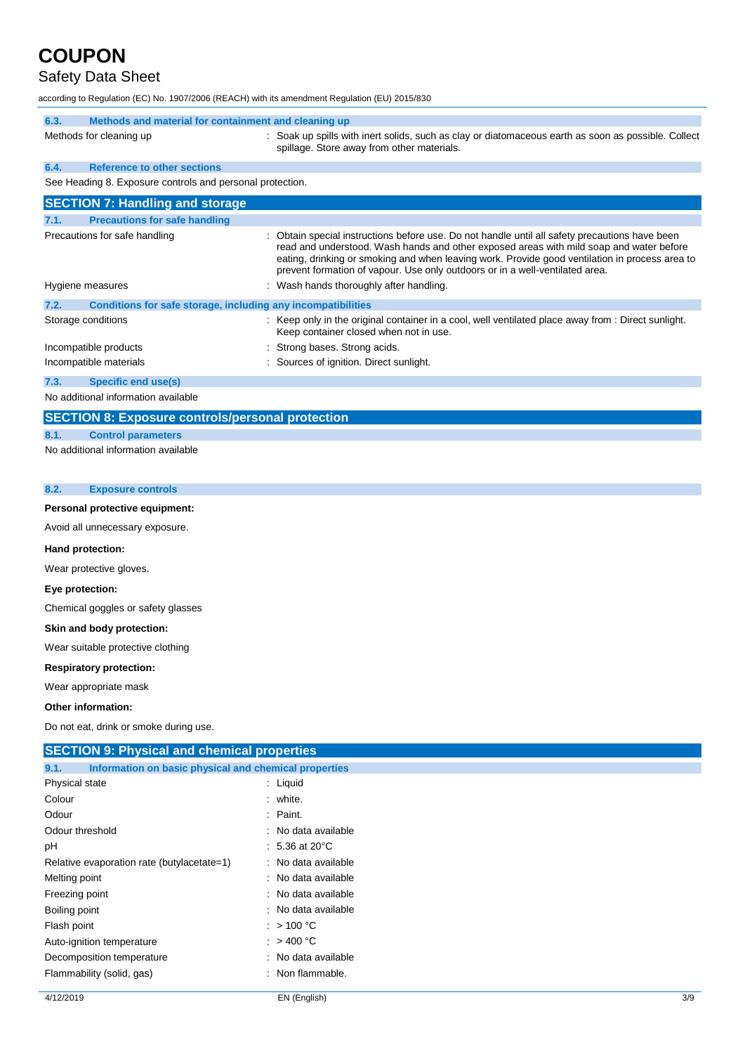### 6.3. Methods and material for containment and cleaning up

| | |
|---|---|
| Methods for cleaning up | : Soak up spills with inert solids, such as clay or diatomaceous earth as soon as possible. Collect spillage. Store away from other materials. |

### 6.4. Reference to other sections

See Heading 8. Exposure controls and personal protection.

## SECTION 7: Handling and storage

### 7.1. Precautions for safe handling

| | |
|---|---|
| Precautions for safe handling | : Obtain special instructions before use. Do not handle until all safety precautions have been read and understood. Wash hands and other exposed areas with mild soap and water before eating, drinking or smoking and when leaving work. Provide good ventilation in process area to prevent formation of vapour. Use only outdoors or in a well-ventilated area. |
| Hygiene measures | : Wash hands thoroughly after handling. |

### 7.2. Conditions for safe storage, including any incompatibilities

| | |
|---|---|
| Storage conditions | : Keep only in the original container in a cool, well ventilated place away from : Direct sunlight. Keep container closed when not in use. |
| Incompatible products | : Strong bases. Strong acids. |
| Incompatible materials | : Sources of ignition. Direct sunlight. |

### 7.3. Specific end use(s)

No additional information available

## SECTION 8: Exposure controls/personal protection

### 8.1. Control parameters

No additional information available

### 8.2. Exposure controls

**Personal protective equipment:**

Avoid all unnecessary exposure.

**Hand protection:**

Wear protective gloves.

**Eye protection:**

Chemical goggles or safety glasses

**Skin and body protection:**

Wear suitable protective clothing

**Respiratory protection:**

Wear appropriate mask

**Other information:**

Do not eat, drink or smoke during use.

## SECTION 9: Physical and chemical properties

### 9.1. Information on basic physical and chemical properties

| | |
|---|---|
| Physical state | : Liquid |
| Colour | : white. |
| Odour | : Paint. |
| Odour threshold | : No data available |
| pH | : 5.36 at 20°C |
| Relative evaporation rate (butylacetate=1) | : No data available |
| Melting point | : No data available |
| Freezing point | : No data available |
| Boiling point | : No data available |
| Flash point | : > 100 °C |
| Auto-ignition temperature | : > 400 °C |
| Decomposition temperature | : No data available |
| Flammability (solid, gas) | : Non flammable. |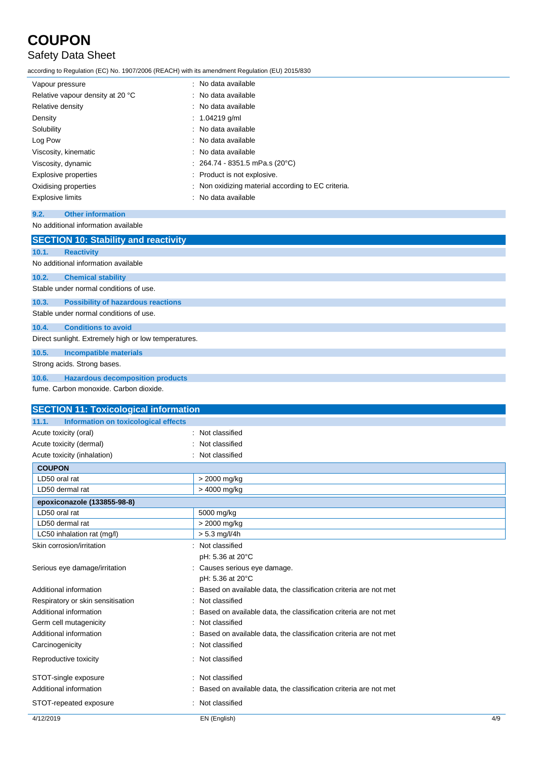| | |
|---|---|
| Vapour pressure | : No data available |
| Relative vapour density at 20 °C | : No data available |
| Relative density | : No data available |
| Density | : 1.04219 g/ml |
| Solubility | : No data available |
| Log Pow | : No data available |
| Viscosity, kinematic | : No data available |
| Viscosity, dynamic | : 264.74 - 8351.5 mPa.s (20°C) |
| Explosive properties | : Product is not explosive. |
| Oxidising properties | : Non oxidizing material according to EC criteria. |
| Explosive limits | : No data available |

### 9.2. Other information

No additional information available

## SECTION 10: Stability and reactivity

### 10.1. Reactivity

No additional information available

### 10.2. Chemical stability

Stable under normal conditions of use.

### 10.3. Possibility of hazardous reactions

Stable under normal conditions of use.

### 10.4. Conditions to avoid

Direct sunlight. Extremely high or low temperatures.

### 10.5. Incompatible materials

Strong acids. Strong bases.

### 10.6. Hazardous decomposition products

fume. Carbon monoxide. Carbon dioxide.

## SECTION 11: Toxicological information

### 11.1. Information on toxicological effects

| | |
|---|---|
| Acute toxicity (oral) | : Not classified |
| Acute toxicity (dermal) | : Not classified |
| Acute toxicity (inhalation) | : Not classified |

| **COUPON** | |
|---|---|
| LD50 oral rat | > 2000 mg/kg |
| LD50 dermal rat | > 4000 mg/kg |
| **epoxiconazole (133855-98-8)** | |
| LD50 oral rat | 5000 mg/kg |
| LD50 dermal rat | > 2000 mg/kg |
| LC50 inhalation rat (mg/l) | > 5.3 mg/l/4h |

| | |
|---|---|
| Skin corrosion/irritation | : Not classified<br>pH: 5.36 at 20°C |
| Serious eye damage/irritation | : Causes serious eye damage.<br>pH: 5.36 at 20°C |
| Additional information | : Based on available data, the classification criteria are not met |
| Respiratory or skin sensitisation | : Not classified |
| Additional information | : Based on available data, the classification criteria are not met |
| Germ cell mutagenicity | : Not classified |
| Additional information | : Based on available data, the classification criteria are not met |
| Carcinogenicity | : Not classified |
| Reproductive toxicity | : Not classified |
| STOT-single exposure | : Not classified |
| Additional information | : Based on available data, the classification criteria are not met |
| STOT-repeated exposure | : Not classified |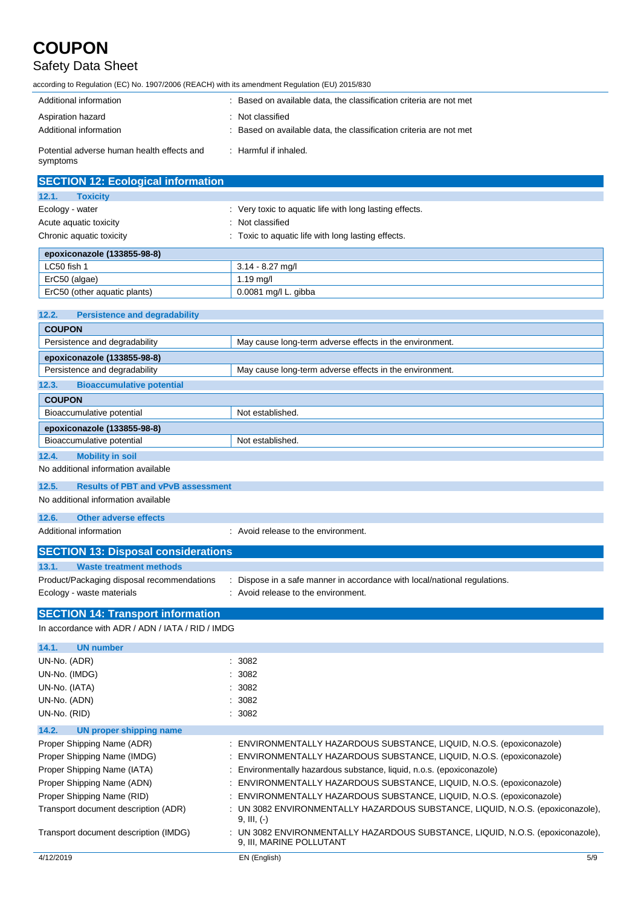| | |
|---|---|
| Additional information | : Based on available data, the classification criteria are not met |
| Aspiration hazard | : Not classified |
| Additional information | : Based on available data, the classification criteria are not met |
| Potential adverse human health effects and symptoms | : Harmful if inhaled. |

## SECTION 12: Ecological information

### 12.1. Toxicity

| | |
|---|---|
| Ecology - water | : Very toxic to aquatic life with long lasting effects. |
| Acute aquatic toxicity | : Not classified |
| Chronic aquatic toxicity | : Toxic to aquatic life with long lasting effects. |

| epoxiconazole (133855-98-8) | |
|---|---|
| LC50 fish 1 | 3.14 - 8.27 mg/l |
| ErC50 (algae) | 1.19 mg/l |
| ErC50 (other aquatic plants) | 0.0081 mg/l L. gibba |

### 12.2. Persistence and degradability

| COUPON | |
|---|---|
| Persistence and degradability | May cause long-term adverse effects in the environment. |
| **epoxiconazole (133855-98-8)** | |
| Persistence and degradability | May cause long-term adverse effects in the environment. |

### 12.3. Bioaccumulative potential

| COUPON | |
|---|---|
| Bioaccumulative potential | Not established. |
| **epoxiconazole (133855-98-8)** | |
| Bioaccumulative potential | Not established. |

### 12.4. Mobility in soil

No additional information available

### 12.5. Results of PBT and vPvB assessment

No additional information available

### 12.6. Other adverse effects

| | |
|---|---|
| Additional information | : Avoid release to the environment. |

## SECTION 13: Disposal considerations

### 13.1. Waste treatment methods

| | |
|---|---|
| Product/Packaging disposal recommendations | : Dispose in a safe manner in accordance with local/national regulations. |
| Ecology - waste materials | : Avoid release to the environment. |

## SECTION 14: Transport information

In accordance with ADR / ADN / IATA / RID / IMDG

### 14.1. UN number

| | |
|---|---|
| UN-No. (ADR) | : 3082 |
| UN-No. (IMDG) | : 3082 |
| UN-No. (IATA) | : 3082 |
| UN-No. (ADN) | : 3082 |
| UN-No. (RID) | : 3082 |

### 14.2. UN proper shipping name

| | |
|---|---|
| Proper Shipping Name (ADR) | : ENVIRONMENTALLY HAZARDOUS SUBSTANCE, LIQUID, N.O.S. (epoxiconazole) |
| Proper Shipping Name (IMDG) | : ENVIRONMENTALLY HAZARDOUS SUBSTANCE, LIQUID, N.O.S. (epoxiconazole) |
| Proper Shipping Name (IATA) | : Environmentally hazardous substance, liquid, n.o.s. (epoxiconazole) |
| Proper Shipping Name (ADN) | : ENVIRONMENTALLY HAZARDOUS SUBSTANCE, LIQUID, N.O.S. (epoxiconazole) |
| Proper Shipping Name (RID) | : ENVIRONMENTALLY HAZARDOUS SUBSTANCE, LIQUID, N.O.S. (epoxiconazole) |
| Transport document description (ADR) | : UN 3082 ENVIRONMENTALLY HAZARDOUS SUBSTANCE, LIQUID, N.O.S. (epoxiconazole), 9, III, (-) |
| Transport document description (IMDG) | : UN 3082 ENVIRONMENTALLY HAZARDOUS SUBSTANCE, LIQUID, N.O.S. (epoxiconazole), 9, III, MARINE POLLUTANT |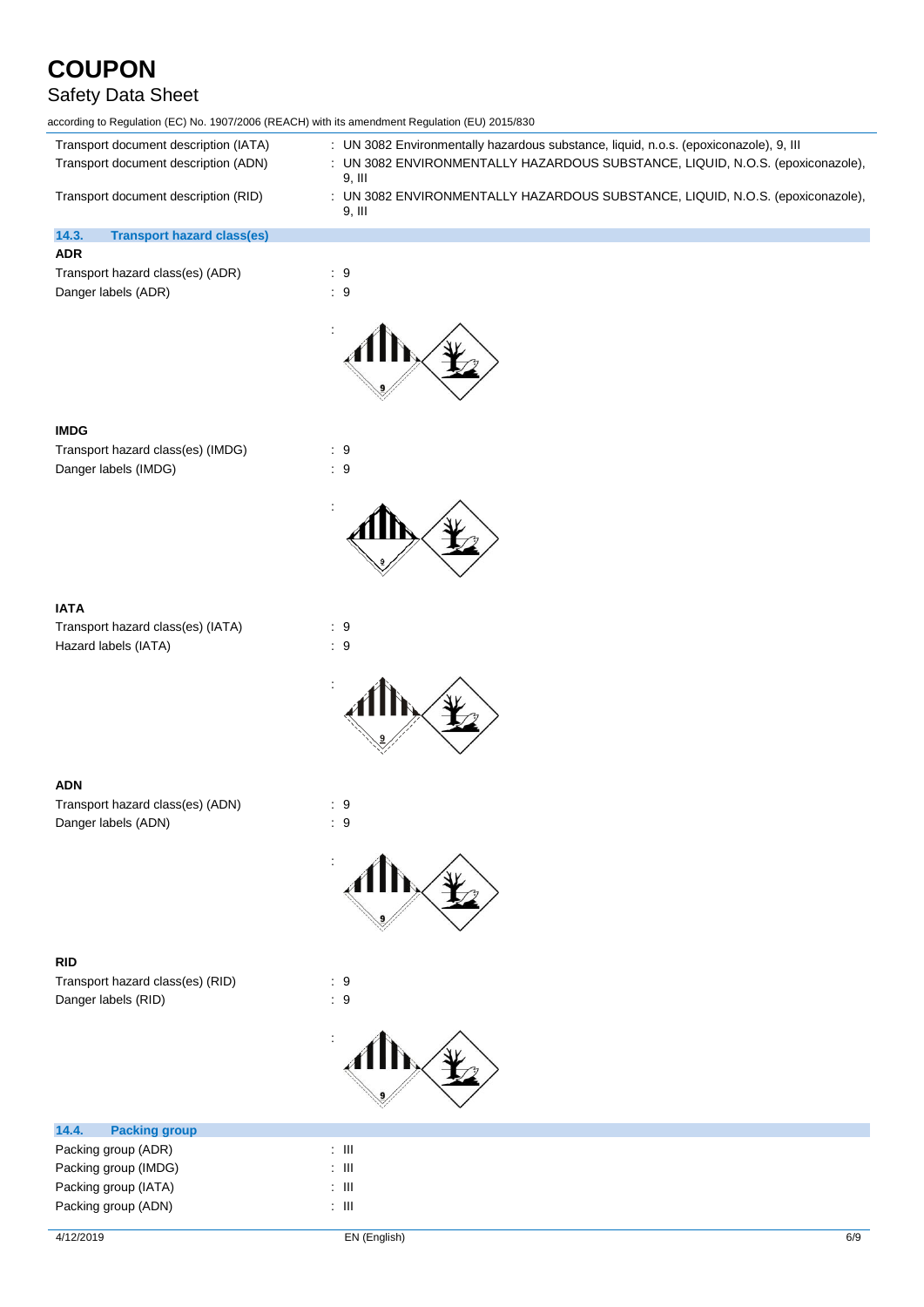Transport document description (IATA) : UN 3082 Environmentally hazardous substance, liquid, n.o.s. (epoxiconazole), 9, III

Transport document description (ADN) : UN 3082 ENVIRONMENTALLY HAZARDOUS SUBSTANCE, LIQUID, N.O.S. (epoxiconazole), 9, III

Transport document description (RID) : UN 3082 ENVIRONMENTALLY HAZARDOUS SUBSTANCE, LIQUID, N.O.S. (epoxiconazole), 9, III

### 14.3. Transport hazard class(es)

**ADR**

Transport hazard class(es) (ADR) : 9

Danger labels (ADR) : 9

:

**IMDG**

Transport hazard class(es) (IMDG) : 9

Danger labels (IMDG) : 9

:

**IATA**

Transport hazard class(es) (IATA) : 9

Hazard labels (IATA) : 9

:

**ADN**

Transport hazard class(es) (ADN) : 9

Danger labels (ADN) : 9

:

**RID**

Transport hazard class(es) (RID) : 9

Danger labels (RID) : 9

:

### 14.4. Packing group

Packing group (ADR) : III

Packing group (IMDG) : III

Packing group (IATA) : III

Packing group (ADN) : III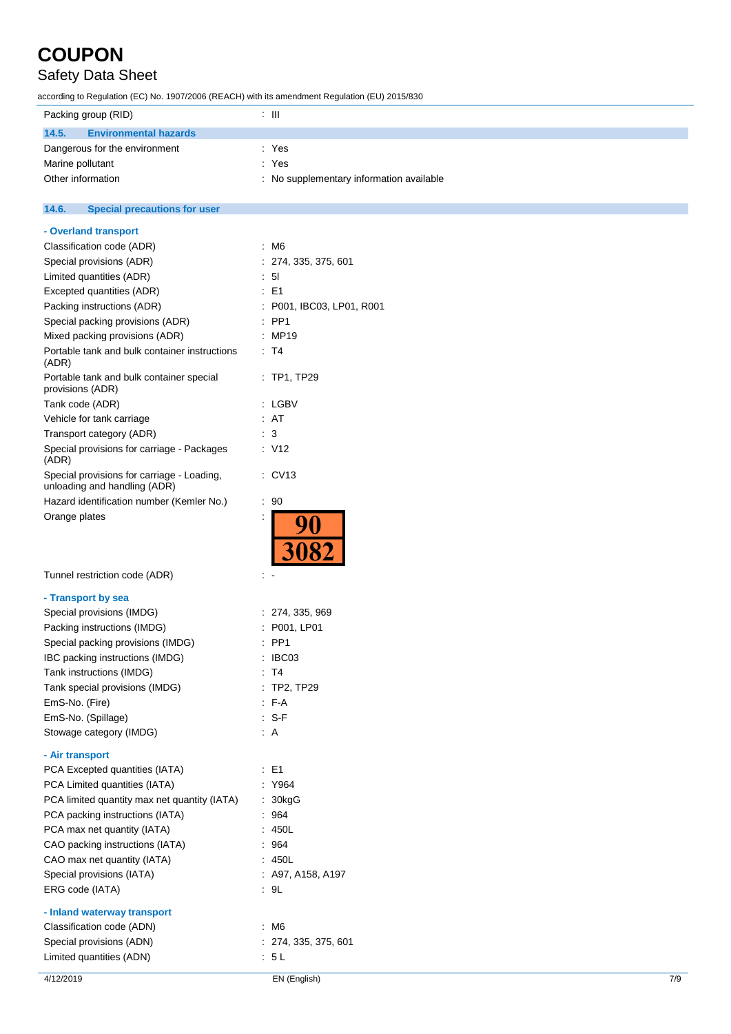Packing group (RID) : III

### 14.5. Environmental hazards

| | |
|---|---|
| Dangerous for the environment | : Yes |
| Marine pollutant | : Yes |
| Other information | : No supplementary information available |

### 14.6. Special precautions for user

**- Overland transport**

| | |
|---|---|
| Classification code (ADR) | : M6 |
| Special provisions (ADR) | : 274, 335, 375, 601 |
| Limited quantities (ADR) | : 5l |
| Excepted quantities (ADR) | : E1 |
| Packing instructions (ADR) | : P001, IBC03, LP01, R001 |
| Special packing provisions (ADR) | : PP1 |
| Mixed packing provisions (ADR) | : MP19 |
| Portable tank and bulk container instructions (ADR) | : T4 |
| Portable tank and bulk container special provisions (ADR) | : TP1, TP29 |
| Tank code (ADR) | : LGBV |
| Vehicle for tank carriage | : AT |
| Transport category (ADR) | : 3 |
| Special provisions for carriage - Packages (ADR) | : V12 |
| Special provisions for carriage - Loading, unloading and handling (ADR) | : CV13 |
| Hazard identification number (Kemler No.) | : 90 |
| Orange plates | : 90 / 3082 |
| Tunnel restriction code (ADR) | : - |

**- Transport by sea**

| | |
|---|---|
| Special provisions (IMDG) | : 274, 335, 969 |
| Packing instructions (IMDG) | : P001, LP01 |
| Special packing provisions (IMDG) | : PP1 |
| IBC packing instructions (IMDG) | : IBC03 |
| Tank instructions (IMDG) | : T4 |
| Tank special provisions (IMDG) | : TP2, TP29 |
| EmS-No. (Fire) | : F-A |
| EmS-No. (Spillage) | : S-F |
| Stowage category (IMDG) | : A |

**- Air transport**

| | |
|---|---|
| PCA Excepted quantities (IATA) | : E1 |
| PCA Limited quantities (IATA) | : Y964 |
| PCA limited quantity max net quantity (IATA) | : 30kgG |
| PCA packing instructions (IATA) | : 964 |
| PCA max net quantity (IATA) | : 450L |
| CAO packing instructions (IATA) | : 964 |
| CAO max net quantity (IATA) | : 450L |
| Special provisions (IATA) | : A97, A158, A197 |
| ERG code (IATA) | : 9L |

**- Inland waterway transport**

| | |
|---|---|
| Classification code (ADN) | : M6 |
| Special provisions (ADN) | : 274, 335, 375, 601 |
| Limited quantities (ADN) | : 5 L |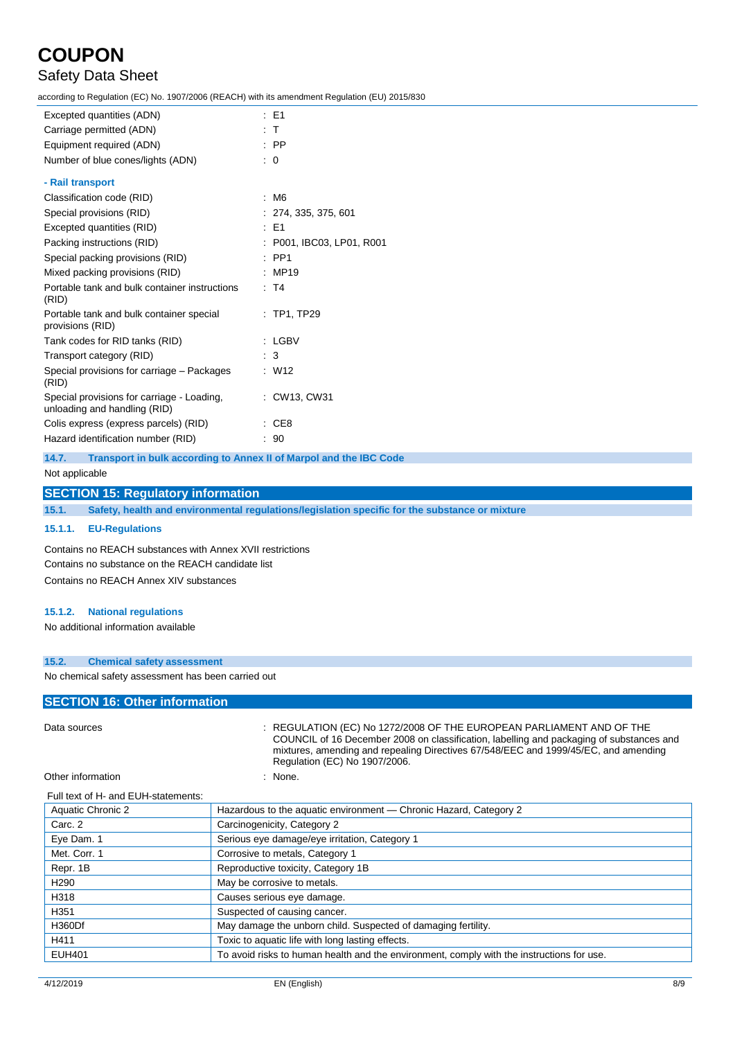| | |
|---|---|
| Excepted quantities (ADN) | : E1 |
| Carriage permitted (ADN) | : T |
| Equipment required (ADN) | : PP |
| Number of blue cones/lights (ADN) | : 0 |

**- Rail transport**

| | |
|---|---|
| Classification code (RID) | : M6 |
| Special provisions (RID) | : 274, 335, 375, 601 |
| Excepted quantities (RID) | : E1 |
| Packing instructions (RID) | : P001, IBC03, LP01, R001 |
| Special packing provisions (RID) | : PP1 |
| Mixed packing provisions (RID) | : MP19 |
| Portable tank and bulk container instructions (RID) | : T4 |
| Portable tank and bulk container special provisions (RID) | : TP1, TP29 |
| Tank codes for RID tanks (RID) | : LGBV |
| Transport category (RID) | : 3 |
| Special provisions for carriage – Packages (RID) | : W12 |
| Special provisions for carriage - Loading, unloading and handling (RID) | : CW13, CW31 |
| Colis express (express parcels) (RID) | : CE8 |
| Hazard identification number (RID) | : 90 |

### 14.7. Transport in bulk according to Annex II of Marpol and the IBC Code

Not applicable

## SECTION 15: Regulatory information

### 15.1. Safety, health and environmental regulations/legislation specific for the substance or mixture

#### 15.1.1. EU-Regulations

Contains no REACH substances with Annex XVII restrictions

Contains no substance on the REACH candidate list

Contains no REACH Annex XIV substances

#### 15.1.2. National regulations

No additional information available

### 15.2. Chemical safety assessment

No chemical safety assessment has been carried out

## SECTION 16: Other information

| | |
|---|---|
| Data sources | : REGULATION (EC) No 1272/2008 OF THE EUROPEAN PARLIAMENT AND OF THE COUNCIL of 16 December 2008 on classification, labelling and packaging of substances and mixtures, amending and repealing Directives 67/548/EEC and 1999/45/EC, and amending Regulation (EC) No 1907/2006. |
| Other information | : None. |

Full text of H- and EUH-statements:

| | |
|---|---|
| Aquatic Chronic 2 | Hazardous to the aquatic environment — Chronic Hazard, Category 2 |
| Carc. 2 | Carcinogenicity, Category 2 |
| Eye Dam. 1 | Serious eye damage/eye irritation, Category 1 |
| Met. Corr. 1 | Corrosive to metals, Category 1 |
| Repr. 1B | Reproductive toxicity, Category 1B |
| H290 | May be corrosive to metals. |
| H318 | Causes serious eye damage. |
| H351 | Suspected of causing cancer. |
| H360Df | May damage the unborn child. Suspected of damaging fertility. |
| H411 | Toxic to aquatic life with long lasting effects. |
| EUH401 | To avoid risks to human health and the environment, comply with the instructions for use. |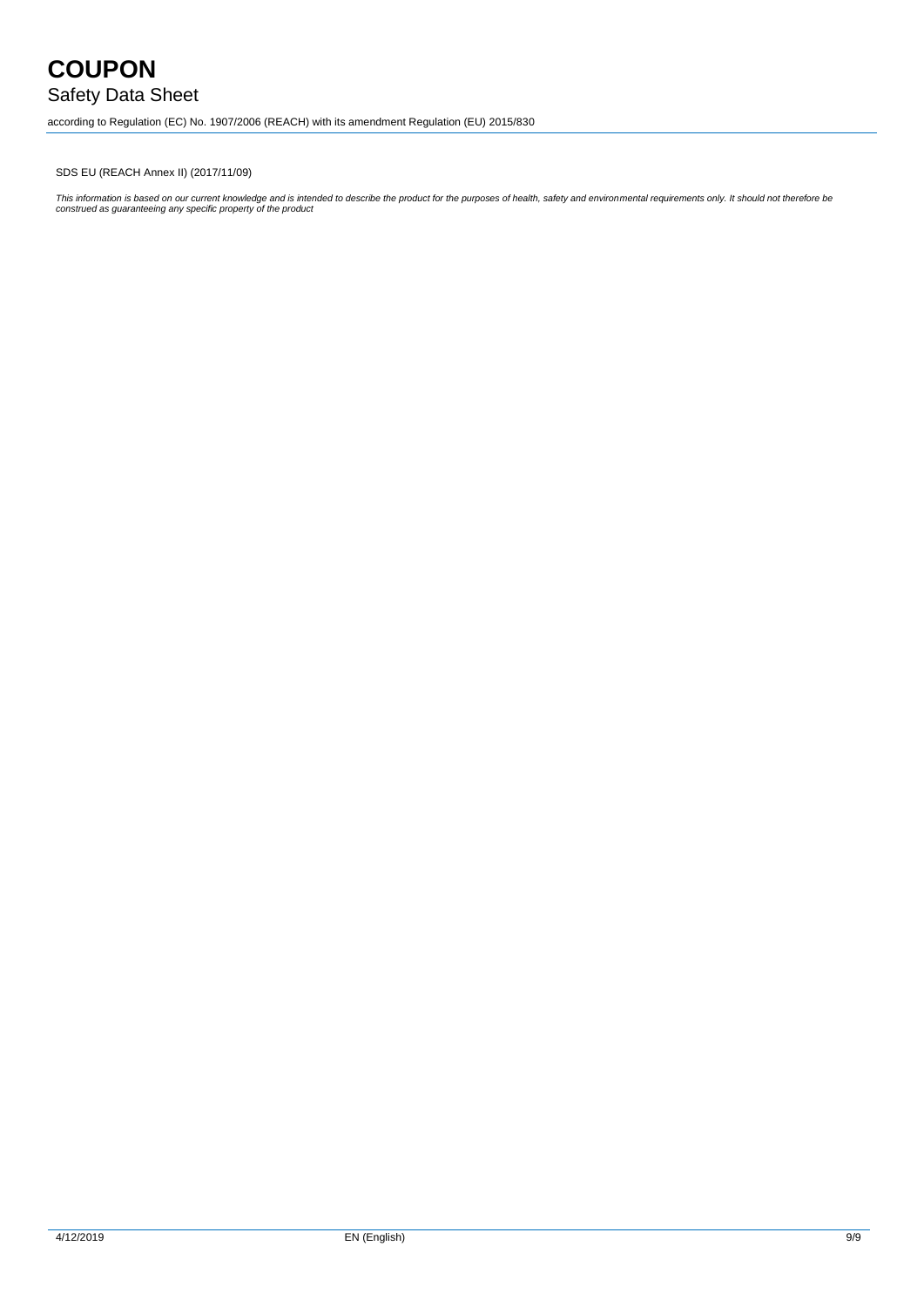SDS EU (REACH Annex II) (2017/11/09)

*This information is based on our current knowledge and is intended to describe the product for the purposes of health, safety and environmental requirements only. It should not therefore be construed as guaranteeing any specific property of the product*